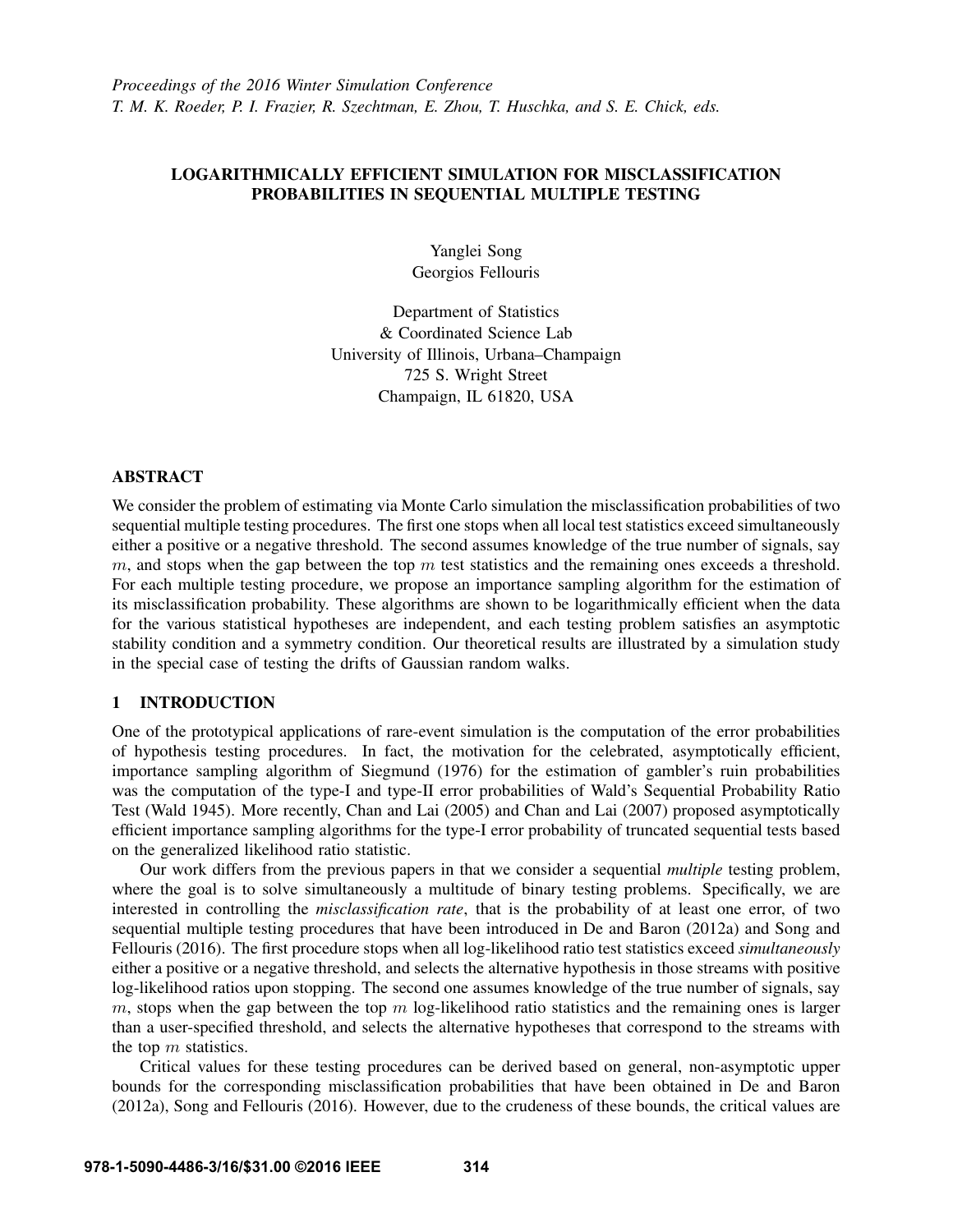*Proceedings of the 2016 Winter Simulation Conference*
*T. M. K. Roeder, P. I. Frazier, R. Szechtman, E. Zhou, T. Huschka, and S. E. Chick, eds.*

# LOGARITHMICALLY EFFICIENT SIMULATION FOR MISCLASSIFICATION PROBABILITIES IN SEQUENTIAL MULTIPLE TESTING

Yanglei Song
Georgios Fellouris

Department of Statistics
& Coordinated Science Lab
University of Illinois, Urbana–Champaign
725 S. Wright Street
Champaign, IL 61820, USA

## ABSTRACT

We consider the problem of estimating via Monte Carlo simulation the misclassification probabilities of two sequential multiple testing procedures. The first one stops when all local test statistics exceed simultaneously either a positive or a negative threshold. The second assumes knowledge of the true number of signals, say $m$, and stops when the gap between the top $m$ test statistics and the remaining ones exceeds a threshold. For each multiple testing procedure, we propose an importance sampling algorithm for the estimation of its misclassification probability. These algorithms are shown to be logarithmically efficient when the data for the various statistical hypotheses are independent, and each testing problem satisfies an asymptotic stability condition and a symmetry condition. Our theoretical results are illustrated by a simulation study in the special case of testing the drifts of Gaussian random walks.

## 1 INTRODUCTION

One of the prototypical applications of rare-event simulation is the computation of the error probabilities of hypothesis testing procedures. In fact, the motivation for the celebrated, asymptotically efficient, importance sampling algorithm of Siegmund (1976) for the estimation of gambler's ruin probabilities was the computation of the type-I and type-II error probabilities of Wald's Sequential Probability Ratio Test (Wald 1945). More recently, Chan and Lai (2005) and Chan and Lai (2007) proposed asymptotically efficient importance sampling algorithms for the type-I error probability of truncated sequential tests based on the generalized likelihood ratio statistic.

Our work differs from the previous papers in that we consider a sequential *multiple* testing problem, where the goal is to solve simultaneously a multitude of binary testing problems. Specifically, we are interested in controlling the *misclassification rate*, that is the probability of at least one error, of two sequential multiple testing procedures that have been introduced in De and Baron (2012a) and Song and Fellouris (2016). The first procedure stops when all log-likelihood ratio test statistics exceed *simultaneously* either a positive or a negative threshold, and selects the alternative hypothesis in those streams with positive log-likelihood ratios upon stopping. The second one assumes knowledge of the true number of signals, say $m$, stops when the gap between the top $m$ log-likelihood ratio statistics and the remaining ones is larger than a user-specified threshold, and selects the alternative hypotheses that correspond to the streams with the top $m$ statistics.

Critical values for these testing procedures can be derived based on general, non-asymptotic upper bounds for the corresponding misclassification probabilities that have been obtained in De and Baron (2012a), Song and Fellouris (2016). However, due to the crudeness of these bounds, the critical values are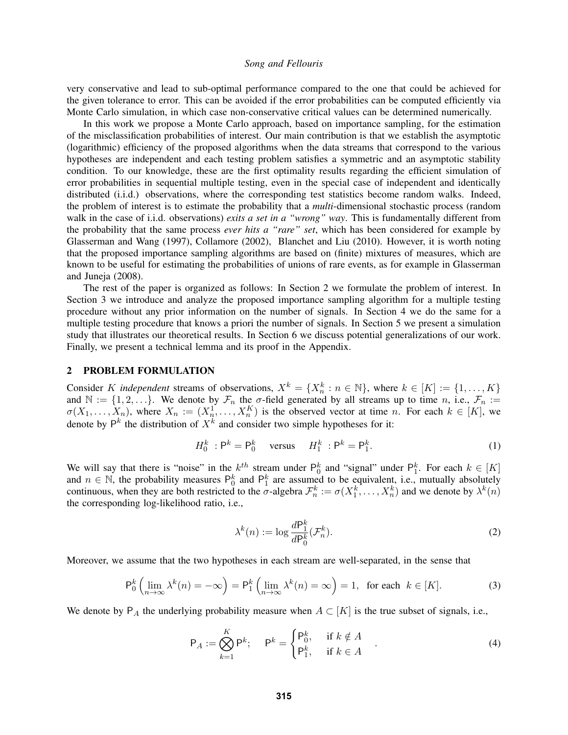very conservative and lead to sub-optimal performance compared to the one that could be achieved for the given tolerance to error. This can be avoided if the error probabilities can be computed efficiently via Monte Carlo simulation, in which case non-conservative critical values can be determined numerically.

In this work we propose a Monte Carlo approach, based on importance sampling, for the estimation of the misclassification probabilities of interest. Our main contribution is that we establish the asymptotic (logarithmic) efficiency of the proposed algorithms when the data streams that correspond to the various hypotheses are independent and each testing problem satisfies a symmetric and an asymptotic stability condition. To our knowledge, these are the first optimality results regarding the efficient simulation of error probabilities in sequential multiple testing, even in the special case of independent and identically distributed (i.i.d.) observations, where the corresponding test statistics become random walks. Indeed, the problem of interest is to estimate the probability that a *multi*-dimensional stochastic process (random walk in the case of i.i.d. observations) *exits a set in a "wrong" way*. This is fundamentally different from the probability that the same process *ever hits a "rare" set*, which has been considered for example by Glasserman and Wang (1997), Collamore (2002), Blanchet and Liu (2010). However, it is worth noting that the proposed importance sampling algorithms are based on (finite) mixtures of measures, which are known to be useful for estimating the probabilities of unions of rare events, as for example in Glasserman and Juneja (2008).

The rest of the paper is organized as follows: In Section 2 we formulate the problem of interest. In Section 3 we introduce and analyze the proposed importance sampling algorithm for a multiple testing procedure without any prior information on the number of signals. In Section 4 we do the same for a multiple testing procedure that knows a priori the number of signals. In Section 5 we present a simulation study that illustrates our theoretical results. In Section 6 we discuss potential generalizations of our work. Finally, we present a technical lemma and its proof in the Appendix.

## 2 PROBLEM FORMULATION

Consider $K$ *independent* streams of observations, $X^k = \{X^k_n : n \in \mathbb{N}\}$, where $k \in [K] := \{1, \ldots, K\}$ and $\mathbb{N} := \{1, 2, \ldots\}$. We denote by $\mathcal{F}_n$ the $\sigma$-field generated by all streams up to time $n$, i.e., $\mathcal{F}_n := \sigma(X_1, \ldots, X_n)$, where $X_n := (X^1_n, \ldots, X^K_n)$ is the observed vector at time $n$. For each $k \in [K]$, we denote by $\mathsf{P}^k$ the distribution of $X^k$ and consider two simple hypotheses for it:

$$H^k_0 \ : \mathsf{P}^k = \mathsf{P}^k_0 \quad \text{versus} \quad H^k_1 \ : \mathsf{P}^k = \mathsf{P}^k_1. \tag{1}$$

We will say that there is "noise" in the $k^{th}$ stream under $\mathsf{P}^k_0$ and "signal" under $\mathsf{P}^k_1$. For each $k \in [K]$ and $n \in \mathbb{N}$, the probability measures $\mathsf{P}^k_0$ and $\mathsf{P}^k_1$ are assumed to be equivalent, i.e., mutually absolutely continuous, when they are both restricted to the $\sigma$-algebra $\mathcal{F}^k_n := \sigma(X^k_1, \ldots, X^k_n)$ and we denote by $\lambda^k(n)$ the corresponding log-likelihood ratio, i.e.,

$$\lambda^k(n) := \log \frac{d\mathsf{P}^k_1}{d\mathsf{P}^k_0}(\mathcal{F}^k_n). \tag{2}$$

Moreover, we assume that the two hypotheses in each stream are well-separated, in the sense that

$$\mathsf{P}^k_0 \left( \lim_{n \to \infty} \lambda^k(n) = -\infty \right) = \mathsf{P}^k_1 \left( \lim_{n \to \infty} \lambda^k(n) = \infty \right) = 1, \quad \text{for each} \ \ k \in [K]. \tag{3}$$

We denote by $\mathsf{P}_A$ the underlying probability measure when $A \subset [K]$ is the true subset of signals, i.e.,

$$\mathsf{P}_A := \bigotimes_{k=1}^{K} \mathsf{P}^k; \quad \mathsf{P}^k = \begin{cases} \mathsf{P}^k_0, & \text{if } k \notin A \\ \mathsf{P}^k_1, & \text{if } k \in A \end{cases} . \tag{4}$$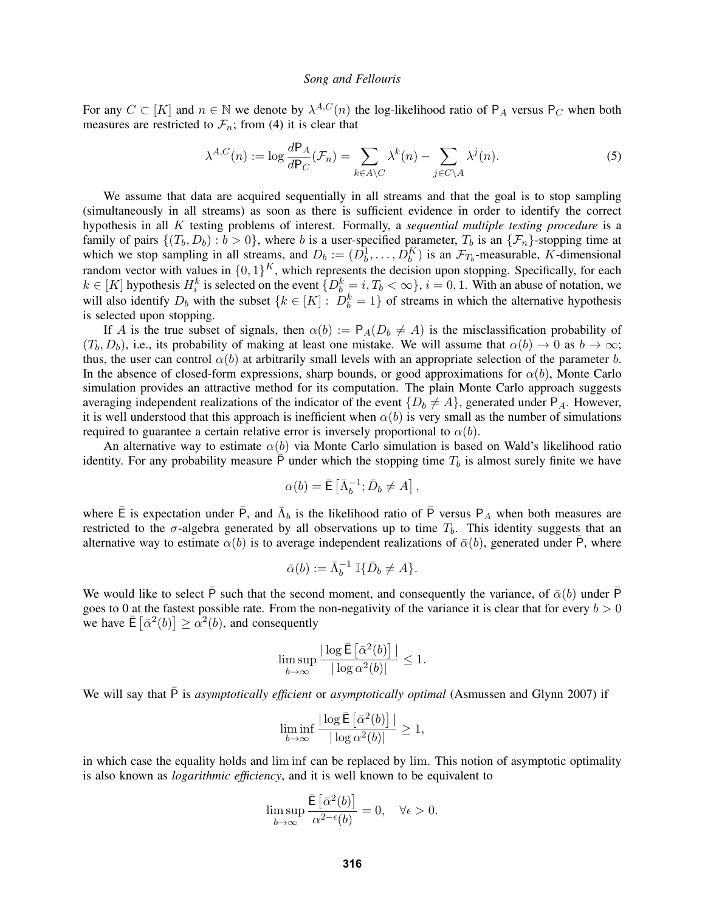For any $C \subset [K]$ and $n \in \mathbb{N}$ we denote by $\lambda^{A,C}(n)$ the log-likelihood ratio of $\mathsf{P}_A$ versus $\mathsf{P}_C$ when both measures are restricted to $\mathcal{F}_n$; from (4) it is clear that

$$\lambda^{A,C}(n) := \log \frac{d\mathsf{P}_A}{d\mathsf{P}_C}(\mathcal{F}_n) = \sum_{k \in A \setminus C} \lambda^k(n) - \sum_{j \in C \setminus A} \lambda^j(n). \tag{5}$$

We assume that data are acquired sequentially in all streams and that the goal is to stop sampling (simultaneously in all streams) as soon as there is sufficient evidence in order to identify the correct hypothesis in all $K$ testing problems of interest. Formally, a *sequential multiple testing procedure* is a family of pairs $\{(T_b, D_b) : b > 0\}$, where $b$ is a user-specified parameter, $T_b$ is an $\{\mathcal{F}_n\}$-stopping time at which we stop sampling in all streams, and $D_b := (D_b^1, \ldots, D_b^K)$ is an $\mathcal{F}_{T_b}$-measurable, $K$-dimensional random vector with values in $\{0,1\}^K$, which represents the decision upon stopping. Specifically, for each $k \in [K]$ hypothesis $H_i^k$ is selected on the event $\{D_b^k = i, T_b < \infty\}$, $i = 0, 1$. With an abuse of notation, we will also identify $D_b$ with the subset $\{k \in [K] : \; D_b^k = 1\}$ of streams in which the alternative hypothesis is selected upon stopping.

If $A$ is the true subset of signals, then $\alpha(b) := \mathsf{P}_A(D_b \neq A)$ is the misclassification probability of $(T_b, D_b)$, i.e., its probability of making at least one mistake. We will assume that $\alpha(b) \to 0$ as $b \to \infty$; thus, the user can control $\alpha(b)$ at arbitrarily small levels with an appropriate selection of the parameter $b$. In the absence of closed-form expressions, sharp bounds, or good approximations for $\alpha(b)$, Monte Carlo simulation provides an attractive method for its computation. The plain Monte Carlo approach suggests averaging independent realizations of the indicator of the event $\{D_b \neq A\}$, generated under $\mathsf{P}_A$. However, it is well understood that this approach is inefficient when $\alpha(b)$ is very small as the number of simulations required to guarantee a certain relative error is inversely proportional to $\alpha(b)$.

An alternative way to estimate $\alpha(b)$ via Monte Carlo simulation is based on Wald's likelihood ratio identity. For any probability measure $\bar{\mathsf{P}}$ under which the stopping time $T_b$ is almost surely finite we have

$$\alpha(b) = \bar{\mathsf{E}}\left[\bar{\Lambda}_b^{-1}; \bar{D}_b \neq A\right],$$

where $\bar{\mathsf{E}}$ is expectation under $\bar{\mathsf{P}}$, and $\bar{\Lambda}_b$ is the likelihood ratio of $\bar{\mathsf{P}}$ versus $\mathsf{P}_A$ when both measures are restricted to the $\sigma$-algebra generated by all observations up to time $T_b$. This identity suggests that an alternative way to estimate $\alpha(b)$ is to average independent realizations of $\bar{\alpha}(b)$, generated under $\bar{\mathsf{P}}$, where

$$\bar{\alpha}(b) := \bar{\Lambda}_b^{-1} \, \mathbb{I}\{\bar{D}_b \neq A\}.$$

We would like to select $\bar{\mathsf{P}}$ such that the second moment, and consequently the variance, of $\bar{\alpha}(b)$ under $\bar{\mathsf{P}}$ goes to 0 at the fastest possible rate. From the non-negativity of the variance it is clear that for every $b > 0$ we have $\bar{\mathsf{E}}\left[\bar{\alpha}^2(b)\right] \geq \alpha^2(b)$, and consequently

$$\limsup_{b \to \infty} \frac{|\log \bar{\mathsf{E}}\left[\bar{\alpha}^2(b)\right]|}{|\log \alpha^2(b)|} \leq 1.$$

We will say that $\bar{\mathsf{P}}$ is *asymptotically efficient* or *asymptotically optimal* (Asmussen and Glynn 2007) if

$$\liminf_{b \to \infty} \frac{|\log \bar{\mathsf{E}}\left[\bar{\alpha}^2(b)\right]|}{|\log \alpha^2(b)|} \geq 1,$$

in which case the equality holds and $\liminf$ can be replaced by $\lim$. This notion of asymptotic optimality is also known as *logarithmic efficiency*, and it is well known to be equivalent to

$$\limsup_{b \to \infty} \frac{\bar{\mathsf{E}}\left[\bar{\alpha}^2(b)\right]}{\alpha^{2-\epsilon}(b)} = 0, \quad \forall \epsilon > 0.$$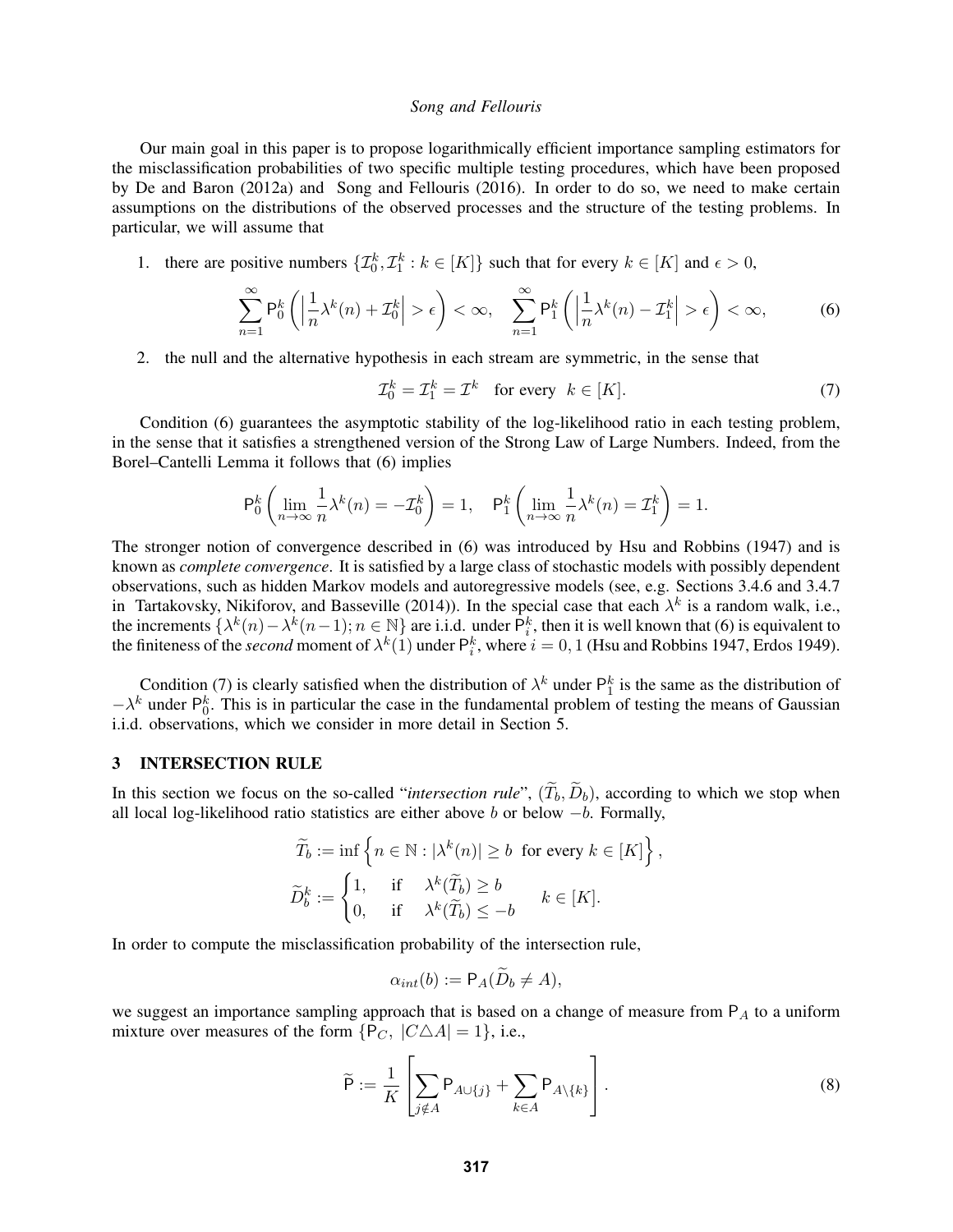Our main goal in this paper is to propose logarithmically efficient importance sampling estimators for the misclassification probabilities of two specific multiple testing procedures, which have been proposed by De and Baron (2012a) and Song and Fellouris (2016). In order to do so, we need to make certain assumptions on the distributions of the observed processes and the structure of the testing problems. In particular, we will assume that

1. there are positive numbers $\{\mathcal{I}_0^k, \mathcal{I}_1^k : k \in [K]\}$ such that for every $k \in [K]$ and $\epsilon > 0$,

$$\sum_{n=1}^{\infty} \mathsf{P}_0^k \left( \left| \frac{1}{n} \lambda^k(n) + \mathcal{I}_0^k \right| > \epsilon \right) < \infty, \quad \sum_{n=1}^{\infty} \mathsf{P}_1^k \left( \left| \frac{1}{n} \lambda^k(n) - \mathcal{I}_1^k \right| > \epsilon \right) < \infty, \tag{6}$$

2. the null and the alternative hypothesis in each stream are symmetric, in the sense that

$$\mathcal{I}_0^k = \mathcal{I}_1^k = \mathcal{I}^k \quad \text{for every} \quad k \in [K]. \tag{7}$$

Condition (6) guarantees the asymptotic stability of the log-likelihood ratio in each testing problem, in the sense that it satisfies a strengthened version of the Strong Law of Large Numbers. Indeed, from the Borel–Cantelli Lemma it follows that (6) implies

$$\mathsf{P}_0^k \left( \lim_{n\to\infty} \frac{1}{n} \lambda^k(n) = -\mathcal{I}_0^k \right) = 1, \quad \mathsf{P}_1^k \left( \lim_{n\to\infty} \frac{1}{n} \lambda^k(n) = \mathcal{I}_1^k \right) = 1.$$

The stronger notion of convergence described in (6) was introduced by Hsu and Robbins (1947) and is known as *complete convergence*. It is satisfied by a large class of stochastic models with possibly dependent observations, such as hidden Markov models and autoregressive models (see, e.g. Sections 3.4.6 and 3.4.7 in Tartakovsky, Nikiforov, and Basseville (2014)). In the special case that each $\lambda^k$ is a random walk, i.e., the increments $\{\lambda^k(n) - \lambda^k(n-1); n \in \mathbb{N}\}$ are i.i.d. under $\mathsf{P}_i^k$, then it is well known that (6) is equivalent to the finiteness of the *second* moment of $\lambda^k(1)$ under $\mathsf{P}_i^k$, where $i = 0, 1$ (Hsu and Robbins 1947, Erdos 1949).

Condition (7) is clearly satisfied when the distribution of $\lambda^k$ under $\mathsf{P}_1^k$ is the same as the distribution of $-\lambda^k$ under $\mathsf{P}_0^k$. This is in particular the case in the fundamental problem of testing the means of Gaussian i.i.d. observations, which we consider in more detail in Section 5.

## 3 INTERSECTION RULE

In this section we focus on the so-called "*intersection rule*", $(\widetilde{T}_b, \widetilde{D}_b)$, according to which we stop when all local log-likelihood ratio statistics are either above $b$ or below $-b$. Formally,

$$\widetilde{T}_b := \inf \left\{ n \in \mathbb{N} : |\lambda^k(n)| \geq b \;\text{ for every } k \in [K] \right\},$$

$$\widetilde{D}_b^k := \begin{cases} 1, & \text{if} \quad \lambda^k(\widetilde{T}_b) \geq b \\ 0, & \text{if} \quad \lambda^k(\widetilde{T}_b) \leq -b \end{cases} \quad k \in [K].$$

In order to compute the misclassification probability of the intersection rule,

$$\alpha_{int}(b) := \mathsf{P}_A(\widetilde{D}_b \neq A),$$

we suggest an importance sampling approach that is based on a change of measure from $\mathsf{P}_A$ to a uniform mixture over measures of the form $\{\mathsf{P}_C, \; |C \triangle A| = 1\}$, i.e.,

$$\widetilde{\mathsf{P}} := \frac{1}{K} \left[ \sum_{j \notin A} \mathsf{P}_{A \cup \{j\}} + \sum_{k \in A} \mathsf{P}_{A \setminus \{k\}} \right]. \tag{8}$$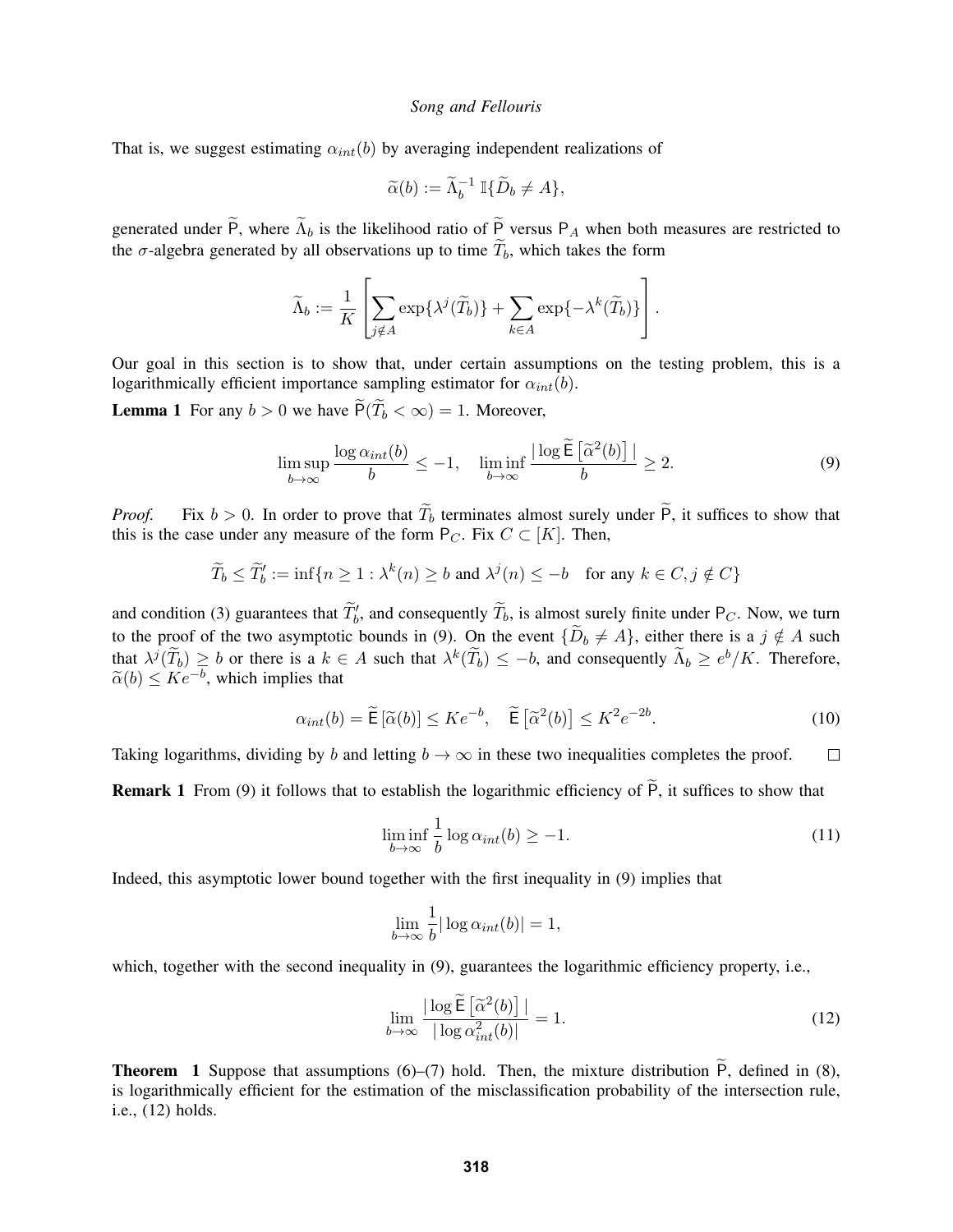That is, we suggest estimating $\alpha_{int}(b)$ by averaging independent realizations of

$$\widetilde{\alpha}(b) := \widetilde{\Lambda}_b^{-1} \, \mathbb{I}\{\widetilde{D}_b \neq A\},$$

generated under $\widetilde{\mathsf{P}}$, where $\widetilde{\Lambda}_b$ is the likelihood ratio of $\widetilde{\mathsf{P}}$ versus $\mathsf{P}_A$ when both measures are restricted to the $\sigma$-algebra generated by all observations up to time $\widetilde{T}_b$, which takes the form

$$\widetilde{\Lambda}_b := \frac{1}{K} \left[ \sum_{j \notin A} \exp\{\lambda^j(\widetilde{T}_b)\} + \sum_{k \in A} \exp\{-\lambda^k(\widetilde{T}_b)\} \right].$$

Our goal in this section is to show that, under certain assumptions on the testing problem, this is a logarithmically efficient importance sampling estimator for $\alpha_{int}(b)$.

**Lemma 1** For any $b > 0$ we have $\widetilde{\mathsf{P}}(\widetilde{T}_b < \infty) = 1$. Moreover,

$$\limsup_{b \to \infty} \frac{\log \alpha_{int}(b)}{b} \leq -1, \quad \liminf_{b \to \infty} \frac{|\log \widetilde{\mathsf{E}}\left[\widetilde{\alpha}^2(b)\right]|}{b} \geq 2. \tag{9}$$

*Proof.* Fix $b > 0$. In order to prove that $\widetilde{T}_b$ terminates almost surely under $\widetilde{\mathsf{P}}$, it suffices to show that this is the case under any measure of the form $\mathsf{P}_C$. Fix $C \subset [K]$. Then,

$$\widetilde{T}_b \leq \widetilde{T}_b' := \inf\{n \geq 1 : \lambda^k(n) \geq b \text{ and } \lambda^j(n) \leq -b \quad \text{for any } k \in C, j \notin C\}$$

and condition (3) guarantees that $\widetilde{T}_b'$, and consequently $\widetilde{T}_b$, is almost surely finite under $\mathsf{P}_C$. Now, we turn to the proof of the two asymptotic bounds in (9). On the event $\{\widetilde{D}_b \neq A\}$, either there is a $j \notin A$ such that $\lambda^j(\widetilde{T}_b) \geq b$ or there is a $k \in A$ such that $\lambda^k(\widetilde{T}_b) \leq -b$, and consequently $\widetilde{\Lambda}_b \geq e^b/K$. Therefore, $\widetilde{\alpha}(b) \leq K e^{-b}$, which implies that

$$\alpha_{int}(b) = \widetilde{\mathsf{E}}\left[\widetilde{\alpha}(b)\right] \leq K e^{-b}, \quad \widetilde{\mathsf{E}}\left[\widetilde{\alpha}^2(b)\right] \leq K^2 e^{-2b}. \tag{10}$$

Taking logarithms, dividing by $b$ and letting $b \to \infty$ in these two inequalities completes the proof. $\square$

**Remark 1** From (9) it follows that to establish the logarithmic efficiency of $\widetilde{\mathsf{P}}$, it suffices to show that

$$\liminf_{b \to \infty} \frac{1}{b} \log \alpha_{int}(b) \geq -1. \tag{11}$$

Indeed, this asymptotic lower bound together with the first inequality in (9) implies that

$$\lim_{b \to \infty} \frac{1}{b} |\log \alpha_{int}(b)| = 1,$$

which, together with the second inequality in (9), guarantees the logarithmic efficiency property, i.e.,

$$\lim_{b \to \infty} \frac{|\log \widetilde{\mathsf{E}}\left[\widetilde{\alpha}^2(b)\right]|}{|\log \alpha_{int}^2(b)|} = 1. \tag{12}$$

**Theorem 1** Suppose that assumptions (6)–(7) hold. Then, the mixture distribution $\widetilde{\mathsf{P}}$, defined in (8), is logarithmically efficient for the estimation of the misclassification probability of the intersection rule, i.e., (12) holds.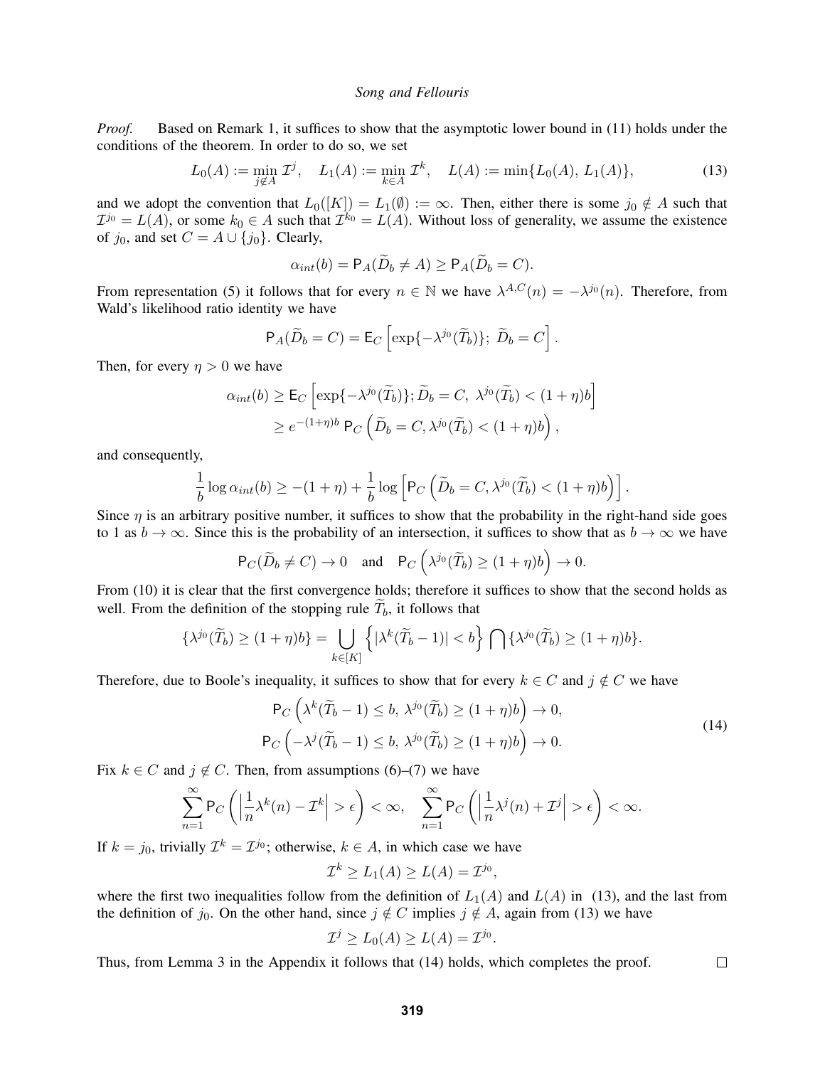*Proof.* Based on Remark 1, it suffices to show that the asymptotic lower bound in (11) holds under the conditions of the theorem. In order to do so, we set

$$L_0(A) := \min_{j \notin A} \mathcal{I}^j, \quad L_1(A) := \min_{k \in A} \mathcal{I}^k, \quad L(A) := \min\{L_0(A),\, L_1(A)\}, \tag{13}$$

and we adopt the convention that $L_0([K]) = L_1(\emptyset) := \infty$. Then, either there is some $j_0 \notin A$ such that $\mathcal{I}^{j_0} = L(A)$, or some $k_0 \in A$ such that $\mathcal{I}^{k_0} = L(A)$. Without loss of generality, we assume the existence of $j_0$, and set $C = A \cup \{j_0\}$. Clearly,

$$\alpha_{int}(b) = \mathsf{P}_A(\widetilde{D}_b \neq A) \geq \mathsf{P}_A(\widetilde{D}_b = C).$$

From representation (5) it follows that for every $n \in \mathbb{N}$ we have $\lambda^{A,C}(n) = -\lambda^{j_0}(n)$. Therefore, from Wald's likelihood ratio identity we have

$$\mathsf{P}_A(\widetilde{D}_b = C) = \mathsf{E}_C\left[\exp\{-\lambda^{j_0}(\widetilde{T}_b)\};\ \widetilde{D}_b = C\right].$$

Then, for every $\eta > 0$ we have

$$\begin{aligned}
\alpha_{int}(b) &\geq \mathsf{E}_C\left[\exp\{-\lambda^{j_0}(\widetilde{T}_b)\}; \widetilde{D}_b = C,\ \lambda^{j_0}(\widetilde{T}_b) < (1+\eta)b\right] \\
&\geq e^{-(1+\eta)b}\ \mathsf{P}_C\left(\widetilde{D}_b = C, \lambda^{j_0}(\widetilde{T}_b) < (1+\eta)b\right),
\end{aligned}$$

and consequently,

$$\frac{1}{b}\log \alpha_{int}(b) \geq -(1+\eta) + \frac{1}{b}\log\left[\mathsf{P}_C\left(\widetilde{D}_b = C, \lambda^{j_0}(\widetilde{T}_b) < (1+\eta)b\right)\right].$$

Since $\eta$ is an arbitrary positive number, it suffices to show that the probability in the right-hand side goes to 1 as $b \to \infty$. Since this is the probability of an intersection, it suffices to show that as $b \to \infty$ we have

$$\mathsf{P}_C(\widetilde{D}_b \neq C) \to 0 \quad \text{and} \quad \mathsf{P}_C\left(\lambda^{j_0}(\widetilde{T}_b) \geq (1+\eta)b\right) \to 0.$$

From (10) it is clear that the first convergence holds; therefore it suffices to show that the second holds as well. From the definition of the stopping rule $\widetilde{T}_b$, it follows that

$$\{\lambda^{j_0}(\widetilde{T}_b) \geq (1+\eta)b\} = \bigcup_{k \in [K]} \left\{|\lambda^k(\widetilde{T}_b - 1)| < b\right\} \bigcap \{\lambda^{j_0}(\widetilde{T}_b) \geq (1+\eta)b\}.$$

Therefore, due to Boole's inequality, it suffices to show that for every $k \in C$ and $j \notin C$ we have

$$\begin{aligned}
\mathsf{P}_C\left(\lambda^k(\widetilde{T}_b - 1) \leq b,\ \lambda^{j_0}(\widetilde{T}_b) \geq (1+\eta)b\right) &\to 0, \\
\mathsf{P}_C\left(-\lambda^j(\widetilde{T}_b - 1) \leq b,\ \lambda^{j_0}(\widetilde{T}_b) \geq (1+\eta)b\right) &\to 0.
\end{aligned} \tag{14}$$

Fix $k \in C$ and $j \notin C$. Then, from assumptions (6)–(7) we have

$$\sum_{n=1}^{\infty} \mathsf{P}_C\left(\left|\frac{1}{n}\lambda^k(n) - \mathcal{I}^k\right| > \epsilon\right) < \infty, \quad \sum_{n=1}^{\infty} \mathsf{P}_C\left(\left|\frac{1}{n}\lambda^j(n) + \mathcal{I}^j\right| > \epsilon\right) < \infty.$$

If $k = j_0$, trivially $\mathcal{I}^k = \mathcal{I}^{j_0}$; otherwise, $k \in A$, in which case we have

$$\mathcal{I}^k \geq L_1(A) \geq L(A) = \mathcal{I}^{j_0},$$

where the first two inequalities follow from the definition of $L_1(A)$ and $L(A)$ in (13), and the last from the definition of $j_0$. On the other hand, since $j \notin C$ implies $j \notin A$, again from (13) we have

$$\mathcal{I}^j \geq L_0(A) \geq L(A) = \mathcal{I}^{j_0}.$$

Thus, from Lemma 3 in the Appendix it follows that (14) holds, which completes the proof. □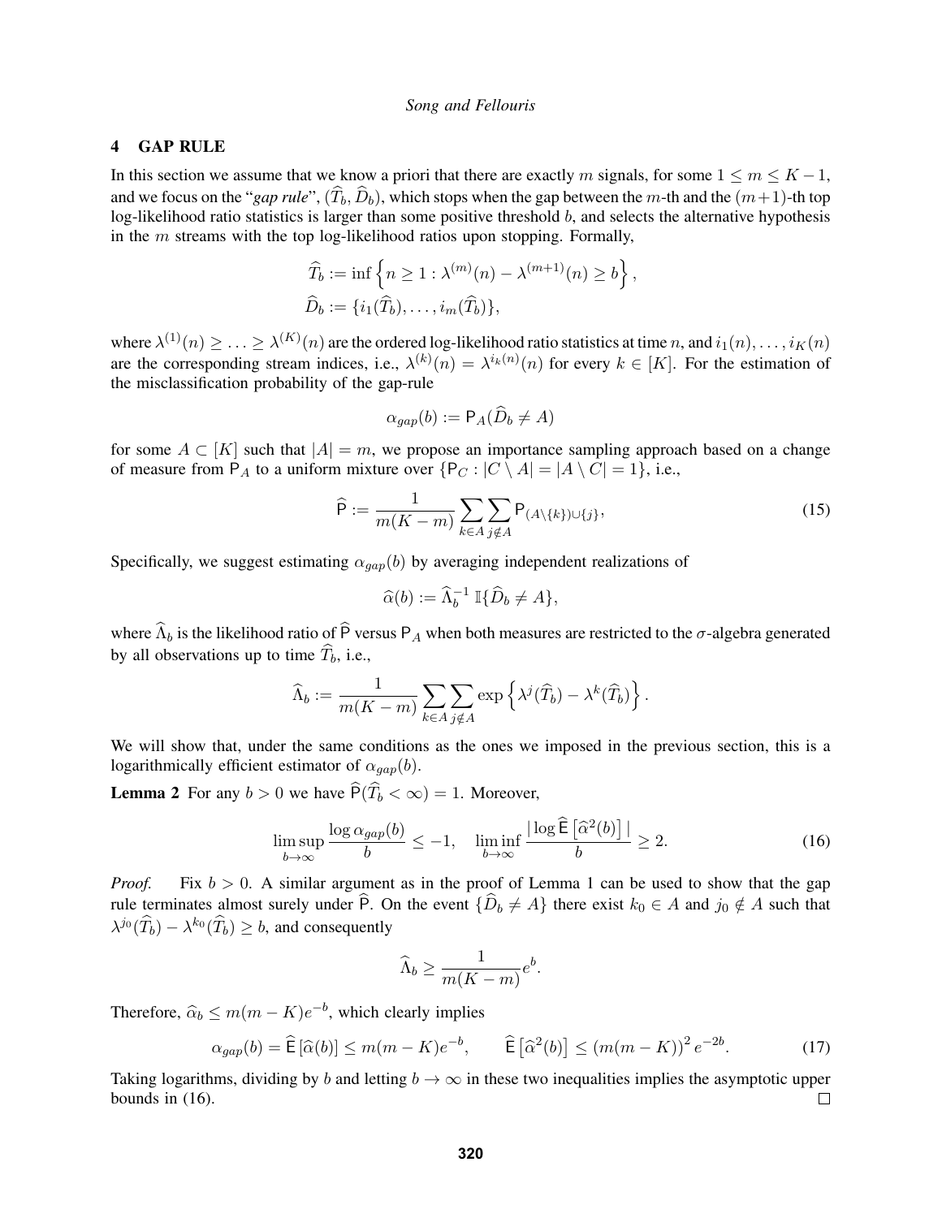## 4 GAP RULE

In this section we assume that we know a priori that there are exactly $m$ signals, for some $1 \leq m \leq K-1$, and we focus on the "*gap rule*", $(\widehat{T}_b, \widehat{D}_b)$, which stops when the gap between the $m$-th and the $(m+1)$-th top log-likelihood ratio statistics is larger than some positive threshold $b$, and selects the alternative hypothesis in the $m$ streams with the top log-likelihood ratios upon stopping. Formally,

$$
\begin{aligned}
\widehat{T}_b &:= \inf\left\{n \geq 1 : \lambda^{(m)}(n) - \lambda^{(m+1)}(n) \geq b\right\}, \\
\widehat{D}_b &:= \{i_1(\widehat{T}_b), \ldots, i_m(\widehat{T}_b)\},
\end{aligned}
$$

where $\lambda^{(1)}(n) \geq \ldots \geq \lambda^{(K)}(n)$ are the ordered log-likelihood ratio statistics at time $n$, and $i_1(n), \ldots, i_K(n)$ are the corresponding stream indices, i.e., $\lambda^{(k)}(n) = \lambda^{i_k(n)}(n)$ for every $k \in [K]$. For the estimation of the misclassification probability of the gap-rule

$$
\alpha_{gap}(b) := \mathsf{P}_A(\widehat{D}_b \neq A)
$$

for some $A \subset [K]$ such that $|A| = m$, we propose an importance sampling approach based on a change of measure from $\mathsf{P}_A$ to a uniform mixture over $\{\mathsf{P}_C : |C \setminus A| = |A \setminus C| = 1\}$, i.e.,

$$
\widehat{\mathsf{P}} := \frac{1}{m(K-m)} \sum_{k \in A} \sum_{j \notin A} \mathsf{P}_{(A \setminus \{k\}) \cup \{j\}}, \tag{15}
$$

Specifically, we suggest estimating $\alpha_{gap}(b)$ by averaging independent realizations of

$$
\widehat{\alpha}(b) := \widehat{\Lambda}_b^{-1} \, \mathbb{I}\{\widehat{D}_b \neq A\},
$$

where $\widehat{\Lambda}_b$ is the likelihood ratio of $\widehat{\mathsf{P}}$ versus $\mathsf{P}_A$ when both measures are restricted to the $\sigma$-algebra generated by all observations up to time $\widehat{T}_b$, i.e.,

$$
\widehat{\Lambda}_b := \frac{1}{m(K-m)} \sum_{k \in A} \sum_{j \notin A} \exp\left\{\lambda^j(\widehat{T}_b) - \lambda^k(\widehat{T}_b)\right\}.
$$

We will show that, under the same conditions as the ones we imposed in the previous section, this is a logarithmically efficient estimator of $\alpha_{gap}(b)$.

**Lemma 2** For any $b > 0$ we have $\widehat{\mathsf{P}}(\widehat{T}_b < \infty) = 1$. Moreover,

$$
\limsup_{b \to \infty} \frac{\log \alpha_{gap}(b)}{b} \leq -1, \quad \liminf_{b \to \infty} \frac{|\log \widehat{\mathsf{E}}\left[\widehat{\alpha}^2(b)\right]|}{b} \geq 2. \tag{16}
$$

*Proof.* Fix $b > 0$. A similar argument as in the proof of Lemma 1 can be used to show that the gap rule terminates almost surely under $\widehat{\mathsf{P}}$. On the event $\{\widehat{D}_b \neq A\}$ there exist $k_0 \in A$ and $j_0 \notin A$ such that $\lambda^{j_0}(\widehat{T}_b) - \lambda^{k_0}(\widehat{T}_b) \geq b$, and consequently

$$
\widehat{\Lambda}_b \geq \frac{1}{m(K-m)} e^b.
$$

Therefore, $\widehat{\alpha}_b \leq m(m-K)e^{-b}$, which clearly implies

$$
\alpha_{gap}(b) = \widehat{\mathsf{E}}\left[\widehat{\alpha}(b)\right] \leq m(m-K)e^{-b}, \qquad \widehat{\mathsf{E}}\left[\widehat{\alpha}^2(b)\right] \leq (m(m-K))^2 \, e^{-2b}. \tag{17}
$$

Taking logarithms, dividing by $b$ and letting $b \to \infty$ in these two inequalities implies the asymptotic upper bounds in (16). $\square$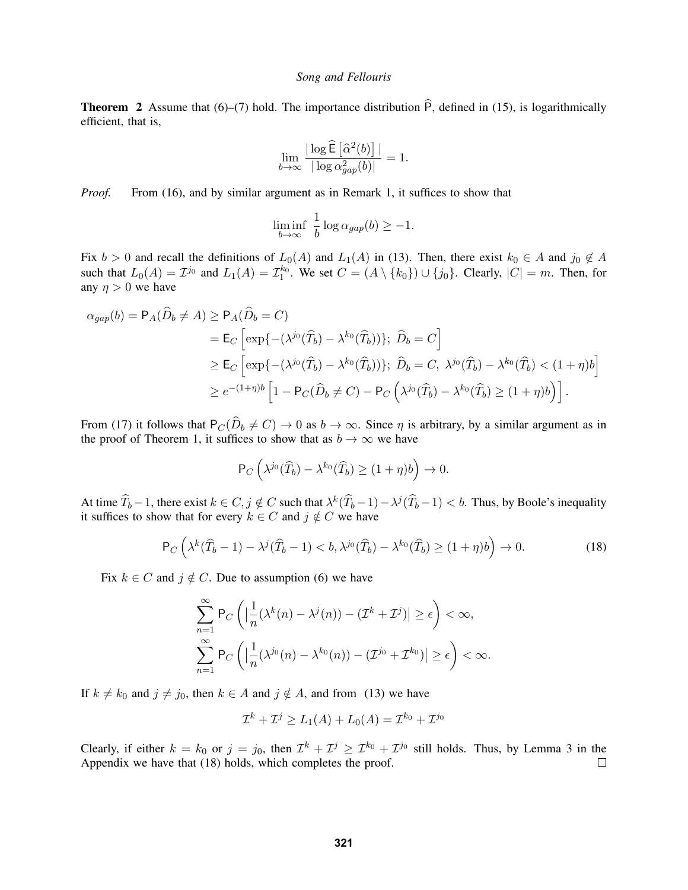**Theorem 2** Assume that (6)–(7) hold. The importance distribution $\widehat{\mathsf{P}}$, defined in (15), is logarithmically efficient, that is,

$$\lim_{b\to\infty} \frac{|\log \widehat{\mathsf{E}}\left[\widehat{\alpha}^2(b)\right]|}{|\log \alpha_{gap}^2(b)|} = 1.$$

*Proof.* From (16), and by similar argument as in Remark 1, it suffices to show that

$$\liminf_{b\to\infty} \frac{1}{b}\log \alpha_{gap}(b) \geq -1.$$

Fix $b > 0$ and recall the definitions of $L_0(A)$ and $L_1(A)$ in (13). Then, there exist $k_0 \in A$ and $j_0 \notin A$ such that $L_0(A) = \mathcal{I}^{j_0}$ and $L_1(A) = \mathcal{I}_1^{k_0}$. We set $C = (A \setminus \{k_0\}) \cup \{j_0\}$. Clearly, $|C| = m$. Then, for any $\eta > 0$ we have

$$\begin{aligned}
\alpha_{gap}(b) = \mathsf{P}_A(\widehat{D}_b \neq A) \geq \mathsf{P}_A(\widehat{D}_b = C) & \\
&= \mathsf{E}_C\left[\exp\{-(\lambda^{j_0}(\widehat{T}_b) - \lambda^{k_0}(\widehat{T}_b))\};\ \widehat{D}_b = C\right] \\
&\geq \mathsf{E}_C\left[\exp\{-(\lambda^{j_0}(\widehat{T}_b) - \lambda^{k_0}(\widehat{T}_b))\};\ \widehat{D}_b = C,\ \lambda^{j_0}(\widehat{T}_b) - \lambda^{k_0}(\widehat{T}_b) < (1+\eta)b\right] \\
&\geq e^{-(1+\eta)b}\left[1 - \mathsf{P}_C(\widehat{D}_b \neq C) - \mathsf{P}_C\left(\lambda^{j_0}(\widehat{T}_b) - \lambda^{k_0}(\widehat{T}_b) \geq (1+\eta)b\right)\right].
\end{aligned}$$

From (17) it follows that $\mathsf{P}_C(\widehat{D}_b \neq C) \to 0$ as $b \to \infty$. Since $\eta$ is arbitrary, by a similar argument as in the proof of Theorem 1, it suffices to show that as $b \to \infty$ we have

$$\mathsf{P}_C\left(\lambda^{j_0}(\widehat{T}_b) - \lambda^{k_0}(\widehat{T}_b) \geq (1+\eta)b\right) \to 0.$$

At time $\widehat{T}_b - 1$, there exist $k \in C, j \notin C$ such that $\lambda^k(\widehat{T}_b - 1) - \lambda^j(\widehat{T}_b - 1) < b$. Thus, by Boole's inequality it suffices to show that for every $k \in C$ and $j \notin C$ we have

$$\mathsf{P}_C\left(\lambda^k(\widehat{T}_b - 1) - \lambda^j(\widehat{T}_b - 1) < b, \lambda^{j_0}(\widehat{T}_b) - \lambda^{k_0}(\widehat{T}_b) \geq (1+\eta)b\right) \to 0. \tag{18}$$

Fix $k \in C$ and $j \notin C$. Due to assumption (6) we have

$$\sum_{n=1}^{\infty} \mathsf{P}_C\left(\left|\frac{1}{n}(\lambda^k(n) - \lambda^j(n)) - (\mathcal{I}^k + \mathcal{I}^j)\right| \geq \epsilon\right) < \infty,$$

$$\sum_{n=1}^{\infty} \mathsf{P}_C\left(\left|\frac{1}{n}(\lambda^{j_0}(n) - \lambda^{k_0}(n)) - (\mathcal{I}^{j_0} + \mathcal{I}^{k_0})\right| \geq \epsilon\right) < \infty.$$

If $k \neq k_0$ and $j \neq j_0$, then $k \in A$ and $j \notin A$, and from (13) we have

$$\mathcal{I}^k + \mathcal{I}^j \geq L_1(A) + L_0(A) = \mathcal{I}^{k_0} + \mathcal{I}^{j_0}$$

Clearly, if either $k = k_0$ or $j = j_0$, then $\mathcal{I}^k + \mathcal{I}^j \geq \mathcal{I}^{k_0} + \mathcal{I}^{j_0}$ still holds. Thus, by Lemma 3 in the Appendix we have that (18) holds, which completes the proof. □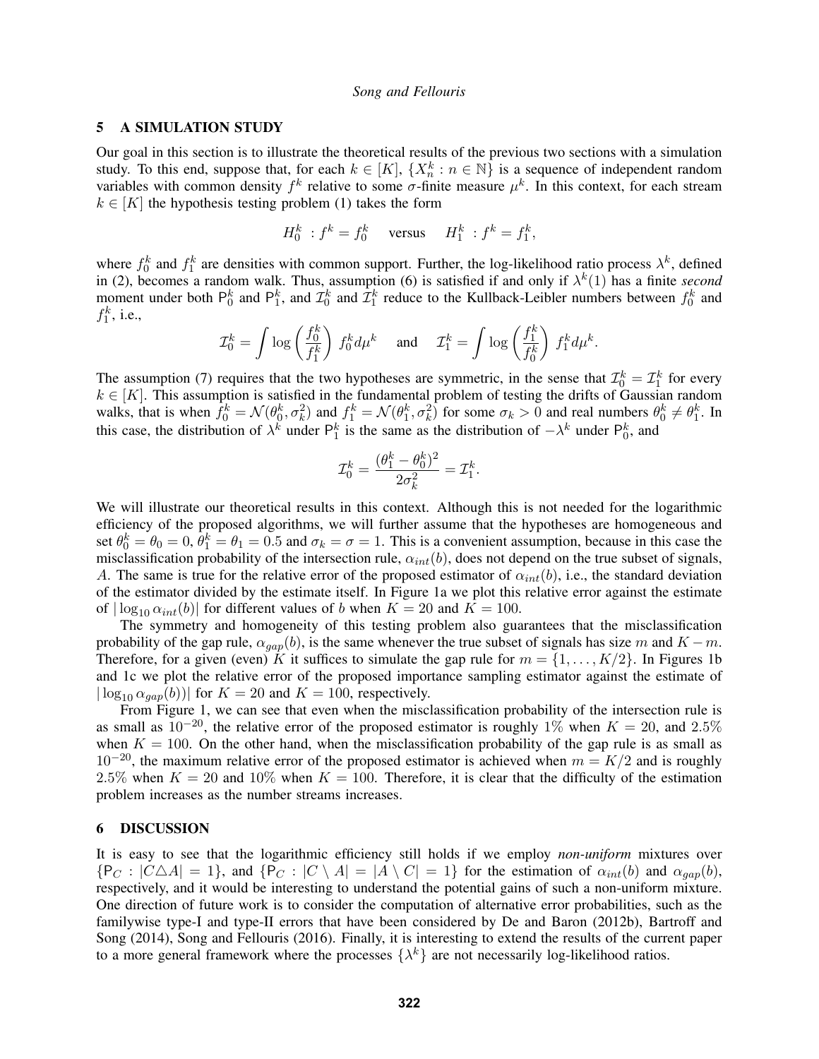## 5 A SIMULATION STUDY

Our goal in this section is to illustrate the theoretical results of the previous two sections with a simulation study. To this end, suppose that, for each $k \in [K]$, $\{X_n^k : n \in \mathbb{N}\}$ is a sequence of independent random variables with common density $f^k$ relative to some $\sigma$-finite measure $\mu^k$. In this context, for each stream $k \in [K]$ the hypothesis testing problem (1) takes the form

$$H_0^k \,:\, f^k = f_0^k \quad \text{versus} \quad H_1^k \,:\, f^k = f_1^k,$$

where $f_0^k$ and $f_1^k$ are densities with common support. Further, the log-likelihood ratio process $\lambda^k$, defined in (2), becomes a random walk. Thus, assumption (6) is satisfied if and only if $\lambda^k(1)$ has a finite *second* moment under both $\mathsf{P}_0^k$ and $\mathsf{P}_1^k$, and $\mathcal{I}_0^k$ and $\mathcal{I}_1^k$ reduce to the Kullback-Leibler numbers between $f_0^k$ and $f_1^k$, i.e.,

$$\mathcal{I}_0^k = \int \log\left(\frac{f_0^k}{f_1^k}\right) f_0^k d\mu^k \quad \text{and} \quad \mathcal{I}_1^k = \int \log\left(\frac{f_1^k}{f_0^k}\right) f_1^k d\mu^k.$$

The assumption (7) requires that the two hypotheses are symmetric, in the sense that $\mathcal{I}_0^k = \mathcal{I}_1^k$ for every $k \in [K]$. This assumption is satisfied in the fundamental problem of testing the drifts of Gaussian random walks, that is when $f_0^k = \mathcal{N}(\theta_0^k, \sigma_k^2)$ and $f_1^k = \mathcal{N}(\theta_1^k, \sigma_k^2)$ for some $\sigma_k > 0$ and real numbers $\theta_0^k \neq \theta_1^k$. In this case, the distribution of $\lambda^k$ under $\mathsf{P}_1^k$ is the same as the distribution of $-\lambda^k$ under $\mathsf{P}_0^k$, and

$$\mathcal{I}_0^k = \frac{(\theta_1^k - \theta_0^k)^2}{2\sigma_k^2} = \mathcal{I}_1^k.$$

We will illustrate our theoretical results in this context. Although this is not needed for the logarithmic efficiency of the proposed algorithms, we will further assume that the hypotheses are homogeneous and set $\theta_0^k = \theta_0 = 0$, $\theta_1^k = \theta_1 = 0.5$ and $\sigma_k = \sigma = 1$. This is a convenient assumption, because in this case the misclassification probability of the intersection rule, $\alpha_{int}(b)$, does not depend on the true subset of signals, $A$. The same is true for the relative error of the proposed estimator of $\alpha_{int}(b)$, i.e., the standard deviation of the estimator divided by the estimate itself. In Figure 1a we plot this relative error against the estimate of $|\log_{10} \alpha_{int}(b)|$ for different values of $b$ when $K = 20$ and $K = 100$.

The symmetry and homogeneity of this testing problem also guarantees that the misclassification probability of the gap rule, $\alpha_{gap}(b)$, is the same whenever the true subset of signals has size $m$ and $K - m$. Therefore, for a given (even) $K$ it suffices to simulate the gap rule for $m = \{1, \ldots, K/2\}$. In Figures 1b and 1c we plot the relative error of the proposed importance sampling estimator against the estimate of $|\log_{10} \alpha_{gap}(b))|$ for $K = 20$ and $K = 100$, respectively.

From Figure 1, we can see that even when the misclassification probability of the intersection rule is as small as $10^{-20}$, the relative error of the proposed estimator is roughly $1\%$ when $K = 20$, and $2.5\%$ when $K = 100$. On the other hand, when the misclassification probability of the gap rule is as small as $10^{-20}$, the maximum relative error of the proposed estimator is achieved when $m = K/2$ and is roughly $2.5\%$ when $K = 20$ and $10\%$ when $K = 100$. Therefore, it is clear that the difficulty of the estimation problem increases as the number streams increases.

## 6 DISCUSSION

It is easy to see that the logarithmic efficiency still holds if we employ *non-uniform* mixtures over $\{\mathsf{P}_C : |C \triangle A| = 1\}$, and $\{\mathsf{P}_C : |C \setminus A| = |A \setminus C| = 1\}$ for the estimation of $\alpha_{int}(b)$ and $\alpha_{gap}(b)$, respectively, and it would be interesting to understand the potential gains of such a non-uniform mixture. One direction of future work is to consider the computation of alternative error probabilities, such as the familywise type-I and type-II errors that have been considered by De and Baron (2012b), Bartroff and Song (2014), Song and Fellouris (2016). Finally, it is interesting to extend the results of the current paper to a more general framework where the processes $\{\lambda^k\}$ are not necessarily log-likelihood ratios.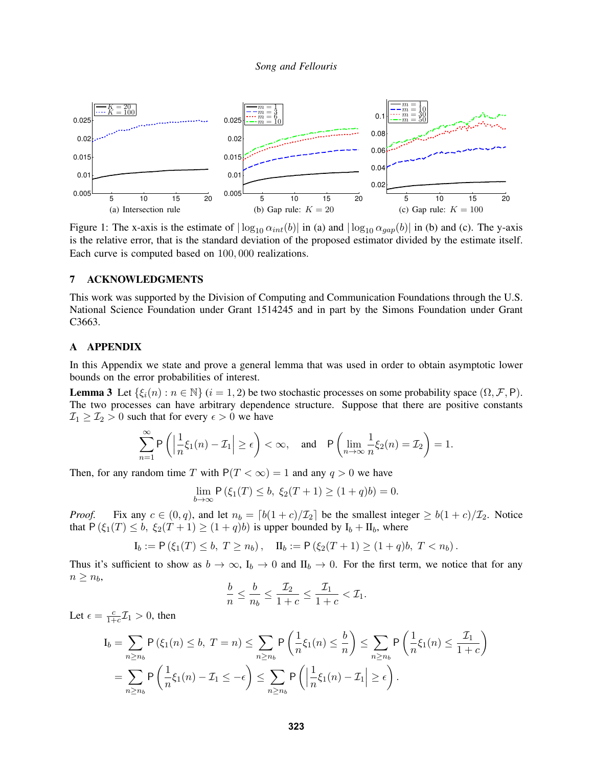Figure 1: The x-axis is the estimate of $|\log_{10} \alpha_{int}(b)|$ in (a) and $|\log_{10} \alpha_{gap}(b)|$ in (b) and (c). The y-axis is the relative error, that is the standard deviation of the proposed estimator divided by the estimate itself. Each curve is computed based on 100,000 realizations.

(a) Intersection rule (b) Gap rule: $K = 20$ (c) Gap rule: $K = 100$

## 7 ACKNOWLEDGMENTS

This work was supported by the Division of Computing and Communication Foundations through the U.S. National Science Foundation under Grant 1514245 and in part by the Simons Foundation under Grant C3663.

## A APPENDIX

In this Appendix we state and prove a general lemma that was used in order to obtain asymptotic lower bounds on the error probabilities of interest.

**Lemma 3** Let $\{\xi_i(n) : n \in \mathbb{N}\}$ $(i = 1, 2)$ be two stochastic processes on some probability space $(\Omega, \mathcal{F}, \mathsf{P})$. The two processes can have arbitrary dependence structure. Suppose that there are positive constants $\mathcal{I}_1 \geq \mathcal{I}_2 > 0$ such that for every $\epsilon > 0$ we have

$$\sum_{n=1}^{\infty} \mathsf{P}\left( \left| \frac{1}{n}\xi_1(n) - \mathcal{I}_1 \right| \geq \epsilon \right) < \infty, \quad \text{and} \quad \mathsf{P}\left( \lim_{n\to\infty} \frac{1}{n}\xi_2(n) = \mathcal{I}_2 \right) = 1.$$

Then, for any random time $T$ with $\mathsf{P}(T < \infty) = 1$ and any $q > 0$ we have

$$\lim_{b\to\infty} \mathsf{P}\left(\xi_1(T) \leq b,\ \xi_2(T+1) \geq (1+q)b\right) = 0.$$

*Proof.* Fix any $c \in (0, q)$, and let $n_b = \lceil b(1+c)/\mathcal{I}_2 \rceil$ be the smallest integer $\geq b(1+c)/\mathcal{I}_2$. Notice that $\mathsf{P}\left(\xi_1(T) \leq b,\ \xi_2(T+1) \geq (1+q)b\right)$ is upper bounded by $\mathrm{I}_b + \mathrm{II}_b$, where

$$\mathrm{I}_b := \mathsf{P}\left(\xi_1(T) \leq b,\ T \geq n_b\right), \quad \mathrm{II}_b := \mathsf{P}\left(\xi_2(T+1) \geq (1+q)b,\ T < n_b\right).$$

Thus it's sufficient to show as $b \to \infty$, $\mathrm{I}_b \to 0$ and $\mathrm{II}_b \to 0$. For the first term, we notice that for any $n \geq n_b$,

$$\frac{b}{n} \leq \frac{b}{n_b} \leq \frac{\mathcal{I}_2}{1+c} \leq \frac{\mathcal{I}_1}{1+c} < \mathcal{I}_1.$$

Let $\epsilon = \frac{c}{1+c}\mathcal{I}_1 > 0$, then

$$\begin{aligned}
\mathrm{I}_b &= \sum_{n \geq n_b} \mathsf{P}\left(\xi_1(n) \leq b,\ T = n\right) \leq \sum_{n \geq n_b} \mathsf{P}\left(\frac{1}{n}\xi_1(n) \leq \frac{b}{n}\right) \leq \sum_{n \geq n_b} \mathsf{P}\left(\frac{1}{n}\xi_1(n) \leq \frac{\mathcal{I}_1}{1+c}\right) \\
&= \sum_{n \geq n_b} \mathsf{P}\left(\frac{1}{n}\xi_1(n) - \mathcal{I}_1 \leq -\epsilon\right) \leq \sum_{n \geq n_b} \mathsf{P}\left(\left|\frac{1}{n}\xi_1(n) - \mathcal{I}_1\right| \geq \epsilon\right).
\end{aligned}$$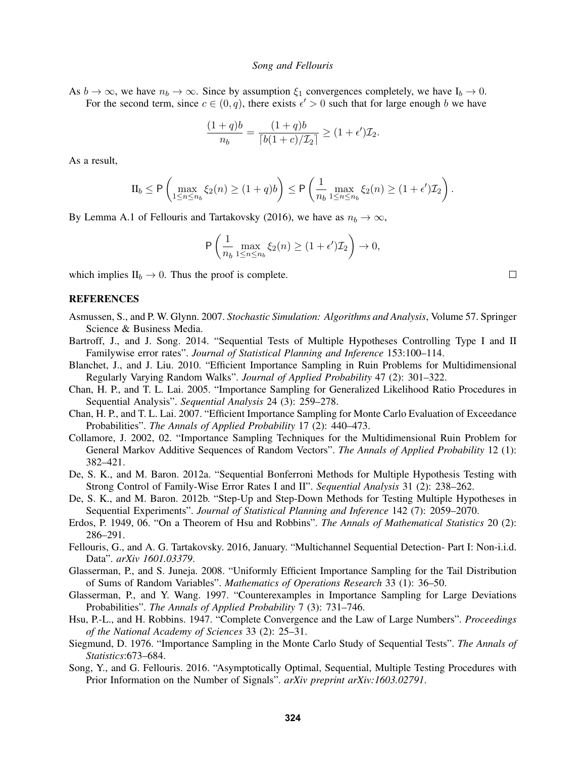As $b \to \infty$, we have $n_b \to \infty$. Since by assumption $\xi_1$ convergences completely, we have $\text{I}_b \to 0$.

For the second term, since $c \in (0, q)$, there exists $\epsilon' > 0$ such that for large enough $b$ we have

$$\frac{(1+q)b}{n_b} = \frac{(1+q)b}{\lceil b(1+c)/\mathcal{I}_2 \rceil} \geq (1+\epsilon')\mathcal{I}_2.$$

As a result,

$$\text{II}_b \leq \mathsf{P}\left(\max_{1 \leq n \leq n_b} \xi_2(n) \geq (1+q)b\right) \leq \mathsf{P}\left(\frac{1}{n_b} \max_{1 \leq n \leq n_b} \xi_2(n) \geq (1+\epsilon')\mathcal{I}_2\right).$$

By Lemma A.1 of Fellouris and Tartakovsky (2016), we have as $n_b \to \infty$,

$$\mathsf{P}\left(\frac{1}{n_b} \max_{1 \leq n \leq n_b} \xi_2(n) \geq (1+\epsilon')\mathcal{I}_2\right) \to 0,$$

which implies $\text{II}_b \to 0$. Thus the proof is complete. $\square$

## REFERENCES

Asmussen, S., and P. W. Glynn. 2007. *Stochastic Simulation: Algorithms and Analysis*, Volume 57. Springer Science & Business Media.

Bartroff, J., and J. Song. 2014. "Sequential Tests of Multiple Hypotheses Controlling Type I and II Familywise error rates". *Journal of Statistical Planning and Inference* 153:100–114.

Blanchet, J., and J. Liu. 2010. "Efficient Importance Sampling in Ruin Problems for Multidimensional Regularly Varying Random Walks". *Journal of Applied Probability* 47 (2): 301–322.

Chan, H. P., and T. L. Lai. 2005. "Importance Sampling for Generalized Likelihood Ratio Procedures in Sequential Analysis". *Sequential Analysis* 24 (3): 259–278.

Chan, H. P., and T. L. Lai. 2007. "Efficient Importance Sampling for Monte Carlo Evaluation of Exceedance Probabilities". *The Annals of Applied Probability* 17 (2): 440–473.

Collamore, J. 2002, 02. "Importance Sampling Techniques for the Multidimensional Ruin Problem for General Markov Additive Sequences of Random Vectors". *The Annals of Applied Probability* 12 (1): 382–421.

De, S. K., and M. Baron. 2012a. "Sequential Bonferroni Methods for Multiple Hypothesis Testing with Strong Control of Family-Wise Error Rates I and II". *Sequential Analysis* 31 (2): 238–262.

De, S. K., and M. Baron. 2012b. "Step-Up and Step-Down Methods for Testing Multiple Hypotheses in Sequential Experiments". *Journal of Statistical Planning and Inference* 142 (7): 2059–2070.

Erdos, P. 1949, 06. "On a Theorem of Hsu and Robbins". *The Annals of Mathematical Statistics* 20 (2): 286–291.

Fellouris, G., and A. G. Tartakovsky. 2016, January. "Multichannel Sequential Detection- Part I: Non-i.i.d. Data". *arXiv 1601.03379*.

Glasserman, P., and S. Juneja. 2008. "Uniformly Efficient Importance Sampling for the Tail Distribution of Sums of Random Variables". *Mathematics of Operations Research* 33 (1): 36–50.

Glasserman, P., and Y. Wang. 1997. "Counterexamples in Importance Sampling for Large Deviations Probabilities". *The Annals of Applied Probability* 7 (3): 731–746.

Hsu, P.-L., and H. Robbins. 1947. "Complete Convergence and the Law of Large Numbers". *Proceedings of the National Academy of Sciences* 33 (2): 25–31.

Siegmund, D. 1976. "Importance Sampling in the Monte Carlo Study of Sequential Tests". *The Annals of Statistics*:673–684.

Song, Y., and G. Fellouris. 2016. "Asymptotically Optimal, Sequential, Multiple Testing Procedures with Prior Information on the Number of Signals". *arXiv preprint arXiv:1603.02791*.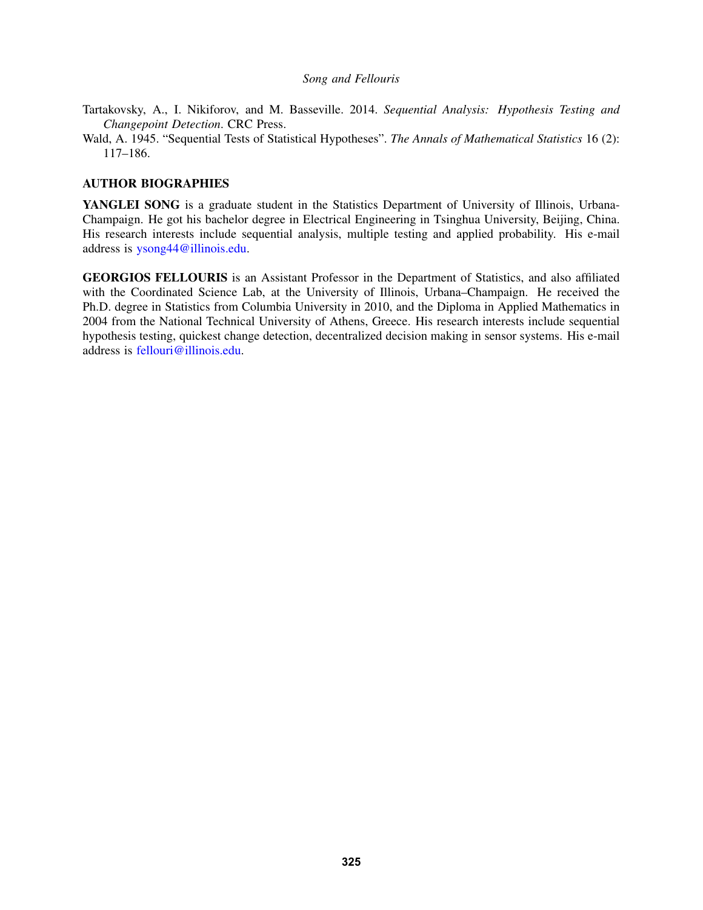Tartakovsky, A., I. Nikiforov, and M. Basseville. 2014. *Sequential Analysis: Hypothesis Testing and Changepoint Detection*. CRC Press.

Wald, A. 1945. "Sequential Tests of Statistical Hypotheses". *The Annals of Mathematical Statistics* 16 (2): 117–186.

## AUTHOR BIOGRAPHIES

**YANGLEI SONG** is a graduate student in the Statistics Department of University of Illinois, Urbana-Champaign. He got his bachelor degree in Electrical Engineering in Tsinghua University, Beijing, China. His research interests include sequential analysis, multiple testing and applied probability. His e-mail address is ysong44@illinois.edu.

**GEORGIOS FELLOURIS** is an Assistant Professor in the Department of Statistics, and also affiliated with the Coordinated Science Lab, at the University of Illinois, Urbana–Champaign. He received the Ph.D. degree in Statistics from Columbia University in 2010, and the Diploma in Applied Mathematics in 2004 from the National Technical University of Athens, Greece. His research interests include sequential hypothesis testing, quickest change detection, decentralized decision making in sensor systems. His e-mail address is fellouri@illinois.edu.